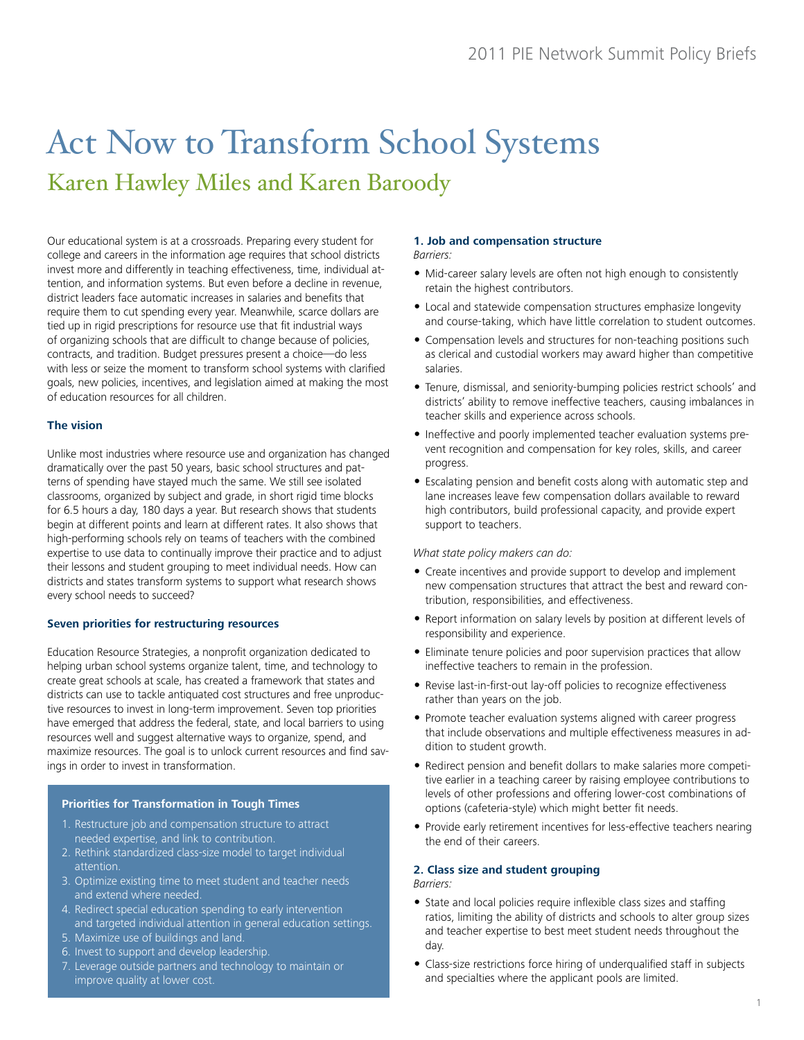# Act Now to Transform School Systems

## Karen Hawley Miles and Karen Baroody

Our educational system is at a crossroads. Preparing every student for college and careers in the information age requires that school districts invest more and differently in teaching effectiveness, time, individual attention, and information systems. But even before a decline in revenue, district leaders face automatic increases in salaries and benefits that require them to cut spending every year. Meanwhile, scarce dollars are tied up in rigid prescriptions for resource use that fit industrial ways of organizing schools that are difficult to change because of policies, contracts, and tradition. Budget pressures present a choice—do less with less or seize the moment to transform school systems with clarified goals, new policies, incentives, and legislation aimed at making the most of education resources for all children.

### The vision

Unlike most industries where resource use and organization has changed dramatically over the past 50 years, basic school structures and patterns of spending have stayed much the same. We still see isolated classrooms, organized by subject and grade, in short rigid time blocks for 6.5 hours a day, 180 days a year. But research shows that students begin at different points and learn at different rates. It also shows that high-performing schools rely on teams of teachers with the combined expertise to use data to continually improve their practice and to adjust their lessons and student grouping to meet individual needs. How can districts and states transform systems to support what research shows every school needs to succeed?

### Seven priorities for restructuring resources

Education Resource Strategies, a nonprofit organization dedicated to helping urban school systems organize talent, time, and technology to create great schools at scale, has created a framework that states and districts can use to tackle antiquated cost structures and free unproductive resources to invest in long-term improvement. Seven top priorities have emerged that address the federal, state, and local barriers to using resources well and suggest alternative ways to organize, spend, and maximize resources. The goal is to unlock current resources and find savings in order to invest in transformation.

**Priorities for Transformation in Tough Times**

1. Restructure job and compensation structure to attract needed expertise, and link to contribution.
2. Rethink standardized class-size model to target individual attention.
3. Optimize existing time to meet student and teacher needs and extend where needed.
4. Redirect special education spending to early intervention and targeted individual attention in general education settings.
5. Maximize use of buildings and land.
6. Invest to support and develop leadership.
7. Leverage outside partners and technology to maintain or improve quality at lower cost.

### 1. Job and compensation structure

*Barriers:*

- Mid-career salary levels are often not high enough to consistently retain the highest contributors.
- Local and statewide compensation structures emphasize longevity and course-taking, which have little correlation to student outcomes.
- Compensation levels and structures for non-teaching positions such as clerical and custodial workers may award higher than competitive salaries.
- Tenure, dismissal, and seniority-bumping policies restrict schools' and districts' ability to remove ineffective teachers, causing imbalances in teacher skills and experience across schools.
- Ineffective and poorly implemented teacher evaluation systems prevent recognition and compensation for key roles, skills, and career progress.
- Escalating pension and benefit costs along with automatic step and lane increases leave few compensation dollars available to reward high contributors, build professional capacity, and provide expert support to teachers.

*What state policy makers can do:*

- Create incentives and provide support to develop and implement new compensation structures that attract the best and reward contribution, responsibilities, and effectiveness.
- Report information on salary levels by position at different levels of responsibility and experience.
- Eliminate tenure policies and poor supervision practices that allow ineffective teachers to remain in the profession.
- Revise last-in-first-out lay-off policies to recognize effectiveness rather than years on the job.
- Promote teacher evaluation systems aligned with career progress that include observations and multiple effectiveness measures in addition to student growth.
- Redirect pension and benefit dollars to make salaries more competitive earlier in a teaching career by raising employee contributions to levels of other professions and offering lower-cost combinations of options (cafeteria-style) which might better fit needs.
- Provide early retirement incentives for less-effective teachers nearing the end of their careers.

### 2. Class size and student grouping

*Barriers:*

- State and local policies require inflexible class sizes and staffing ratios, limiting the ability of districts and schools to alter group sizes and teacher expertise to best meet student needs throughout the day.
- Class-size restrictions force hiring of underqualified staff in subjects and specialties where the applicant pools are limited.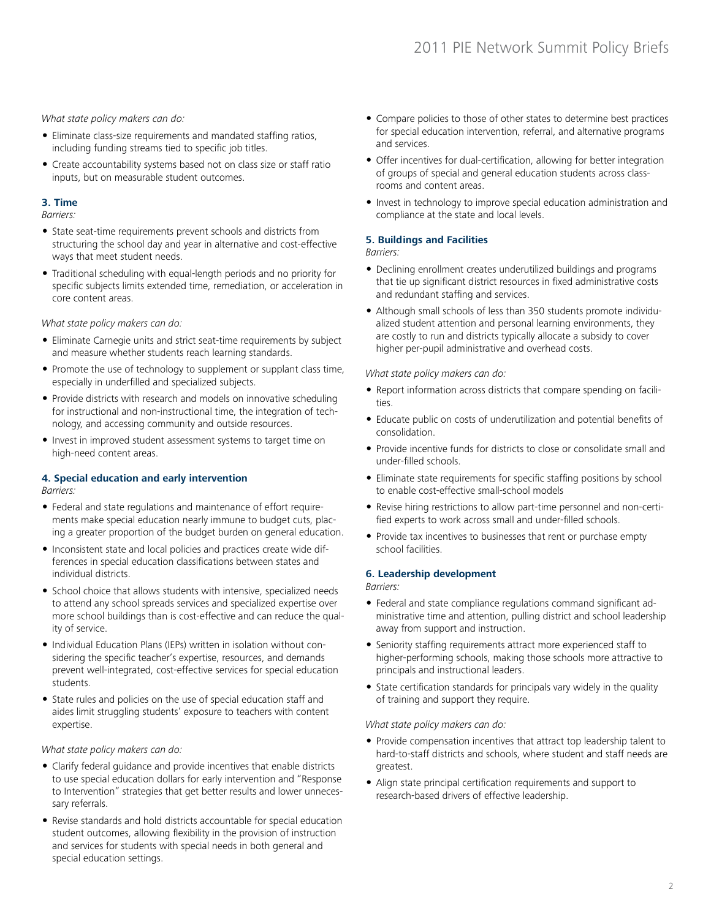*What state policy makers can do:*

- Eliminate class-size requirements and mandated staffing ratios, including funding streams tied to specific job titles.
- Create accountability systems based not on class size or staff ratio inputs, but on measurable student outcomes.

### 3. Time

*Barriers:*

- State seat-time requirements prevent schools and districts from structuring the school day and year in alternative and cost-effective ways that meet student needs.
- Traditional scheduling with equal-length periods and no priority for specific subjects limits extended time, remediation, or acceleration in core content areas.

*What state policy makers can do:*

- Eliminate Carnegie units and strict seat-time requirements by subject and measure whether students reach learning standards.
- Promote the use of technology to supplement or supplant class time, especially in underfilled and specialized subjects.
- Provide districts with research and models on innovative scheduling for instructional and non-instructional time, the integration of technology, and accessing community and outside resources.
- Invest in improved student assessment systems to target time on high-need content areas.

### 4. Special education and early intervention

*Barriers:*

- Federal and state regulations and maintenance of effort requirements make special education nearly immune to budget cuts, placing a greater proportion of the budget burden on general education.
- Inconsistent state and local policies and practices create wide differences in special education classifications between states and individual districts.
- School choice that allows students with intensive, specialized needs to attend any school spreads services and specialized expertise over more school buildings than is cost-effective and can reduce the quality of service.
- Individual Education Plans (IEPs) written in isolation without considering the specific teacher's expertise, resources, and demands prevent well-integrated, cost-effective services for special education students.
- State rules and policies on the use of special education staff and aides limit struggling students' exposure to teachers with content expertise.

*What state policy makers can do:*

- Clarify federal guidance and provide incentives that enable districts to use special education dollars for early intervention and "Response to Intervention" strategies that get better results and lower unnecessary referrals.
- Revise standards and hold districts accountable for special education student outcomes, allowing flexibility in the provision of instruction and services for students with special needs in both general and special education settings.
- Compare policies to those of other states to determine best practices for special education intervention, referral, and alternative programs and services.
- Offer incentives for dual-certification, allowing for better integration of groups of special and general education students across classrooms and content areas.
- Invest in technology to improve special education administration and compliance at the state and local levels.

### 5. Buildings and Facilities

*Barriers:*

- Declining enrollment creates underutilized buildings and programs that tie up significant district resources in fixed administrative costs and redundant staffing and services.
- Although small schools of less than 350 students promote individualized student attention and personal learning environments, they are costly to run and districts typically allocate a subsidy to cover higher per-pupil administrative and overhead costs.

*What state policy makers can do:*

- Report information across districts that compare spending on facilities.
- Educate public on costs of underutilization and potential benefits of consolidation.
- Provide incentive funds for districts to close or consolidate small and under-filled schools.
- Eliminate state requirements for specific staffing positions by school to enable cost-effective small-school models
- Revise hiring restrictions to allow part-time personnel and non-certified experts to work across small and under-filled schools.
- Provide tax incentives to businesses that rent or purchase empty school facilities.

### 6. Leadership development

*Barriers:*

- Federal and state compliance regulations command significant administrative time and attention, pulling district and school leadership away from support and instruction.
- Seniority staffing requirements attract more experienced staff to higher-performing schools, making those schools more attractive to principals and instructional leaders.
- State certification standards for principals vary widely in the quality of training and support they require.

*What state policy makers can do:*

- Provide compensation incentives that attract top leadership talent to hard-to-staff districts and schools, where student and staff needs are greatest.
- Align state principal certification requirements and support to research-based drivers of effective leadership.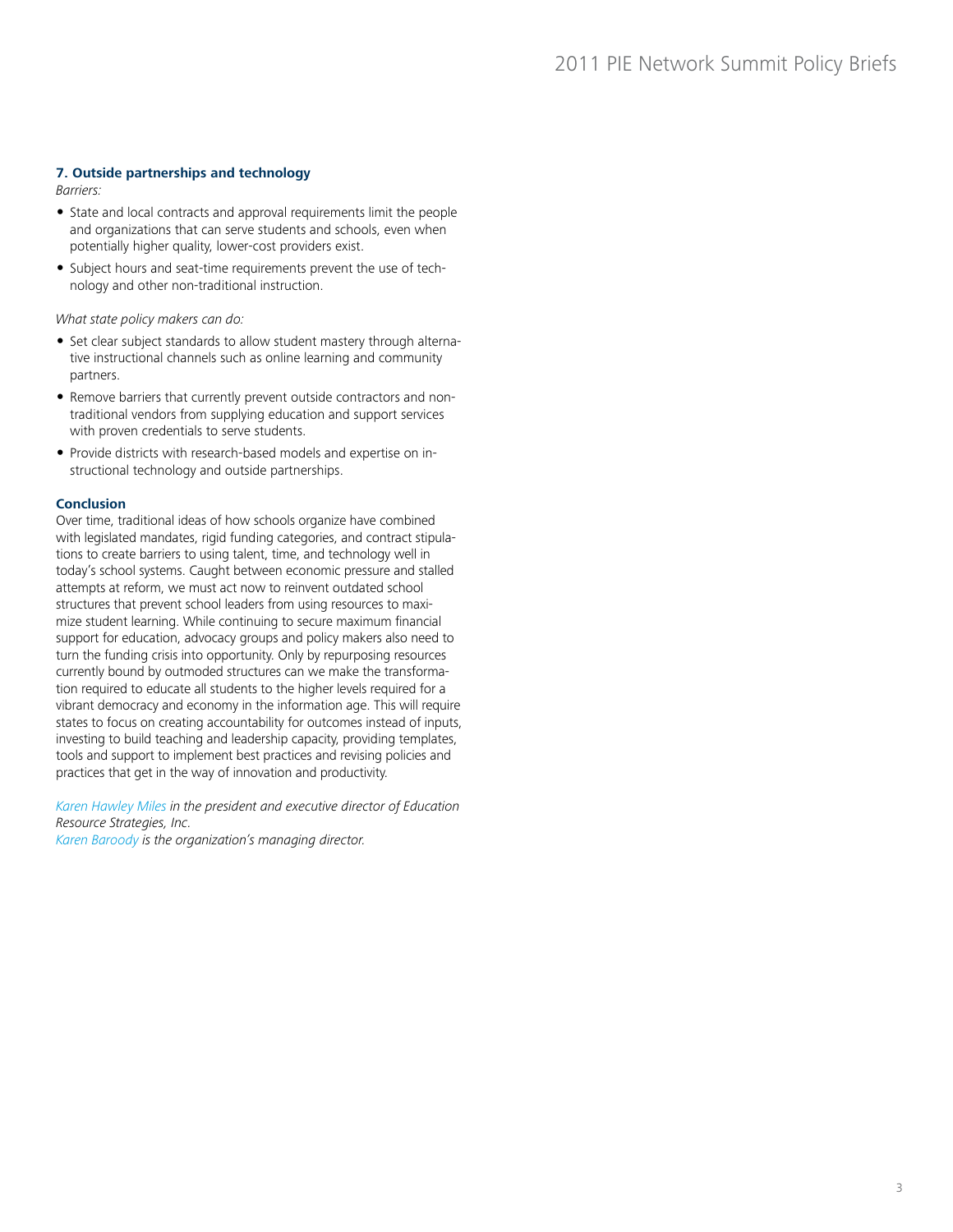### 7. Outside partnerships and technology

*Barriers:*

- State and local contracts and approval requirements limit the people and organizations that can serve students and schools, even when potentially higher quality, lower-cost providers exist.
- Subject hours and seat-time requirements prevent the use of technology and other non-traditional instruction.

*What state policy makers can do:*

- Set clear subject standards to allow student mastery through alternative instructional channels such as online learning and community partners.
- Remove barriers that currently prevent outside contractors and non-traditional vendors from supplying education and support services with proven credentials to serve students.
- Provide districts with research-based models and expertise on instructional technology and outside partnerships.

### Conclusion

Over time, traditional ideas of how schools organize have combined with legislated mandates, rigid funding categories, and contract stipulations to create barriers to using talent, time, and technology well in today's school systems. Caught between economic pressure and stalled attempts at reform, we must act now to reinvent outdated school structures that prevent school leaders from using resources to maximize student learning. While continuing to secure maximum financial support for education, advocacy groups and policy makers also need to turn the funding crisis into opportunity. Only by repurposing resources currently bound by outmoded structures can we make the transformation required to educate all students to the higher levels required for a vibrant democracy and economy in the information age. This will require states to focus on creating accountability for outcomes instead of inputs, investing to build teaching and leadership capacity, providing templates, tools and support to implement best practices and revising policies and practices that get in the way of innovation and productivity.

*Karen Hawley Miles in the president and executive director of Education Resource Strategies, Inc.*
*Karen Baroody is the organization's managing director.*